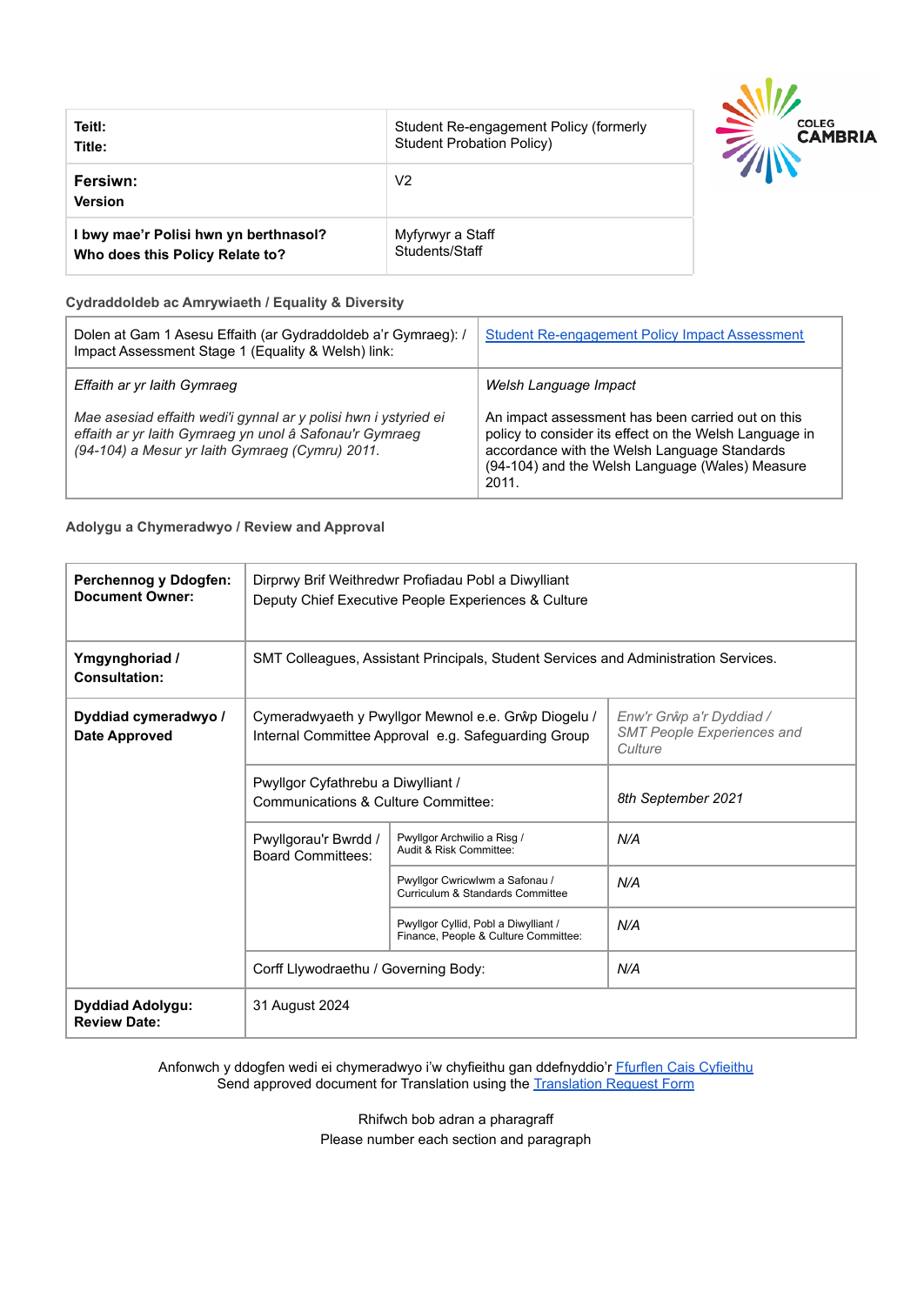| **Teitl:** **Title:** | Student Re-engagement Policy (formerly Student Probation Policy) |
|---|---|
| **Fersiwn:** **Version** | V2 |
| **I bwy mae'r Polisi hwn yn berthnasol?** **Who does this Policy Relate to?** | Myfyrwyr a Staff Students/Staff |

### Cydraddoldeb ac Amrywiaeth / Equality & Diversity

| Dolen at Gam 1 Asesu Effaith (ar Gydraddoldeb a'r Gymraeg): / Impact Assessment Stage 1 (Equality & Welsh) link: | [Student Re-engagement Policy Impact Assessment]() |
|---|---|
| *Effaith ar yr Iaith Gymraeg*<br><br>*Mae asesiad effaith wedi'i gynnal ar y polisi hwn i ystyried ei effaith ar yr Iaith Gymraeg yn unol â Safonau'r Gymraeg (94-104) a Mesur yr Iaith Gymraeg (Cymru) 2011.* | *Welsh Language Impact*<br><br>An impact assessment has been carried out on this policy to consider its effect on the Welsh Language in accordance with the Welsh Language Standards (94-104) and the Welsh Language (Wales) Measure 2011. |

### Adolygu a Chymeradwyo / Review and Approval

| | | | |
|---|---|---|---|
| **Perchennog y Ddogfen:** **Document Owner:** | Dirprwy Brif Weithredwr Profiadau Pobl a Diwylliant Deputy Chief Executive People Experiences & Culture | | |
| **Ymgynghoriad / Consultation:** | SMT Colleagues, Assistant Principals, Student Services and Administration Services. | | |
| **Dyddiad cymeradwyo / Date Approved** | Cymeradwyaeth y Pwyllgor Mewnol e.e. Grŵp Diogelu / Internal Committee Approval e.g. Safeguarding Group | | *Enw'r Grŵp a'r Dyddiad / SMT People Experiences and Culture* |
| | Pwyllgor Cyfathrebu a Diwylliant / Communications & Culture Committee: | | *8th September 2021* |
| | Pwyllgorau'r Bwrdd / Board Committees: | Pwyllgor Archwilio a Risg / Audit & Risk Committee: | *N/A* |
| | | Pwyllgor Cwricwlwm a Safonau / Curriculum & Standards Committee | *N/A* |
| | | Pwyllgor Cyllid, Pobl a Diwylliant / Finance, People & Culture Committee: | *N/A* |
| | Corff Llywodraethu / Governing Body: | | *N/A* |
| **Dyddiad Adolygu: Review Date:** | 31 August 2024 | | |

Anfonwch y ddogfen wedi ei chymeradwyo i'w chyfieithu gan ddefnyddio'r [Ffurflen Cais Cyfieithu]()
Send approved document for Translation using the [Translation Request Form]()

Rhifwch bob adran a pharagraff
Please number each section and paragraph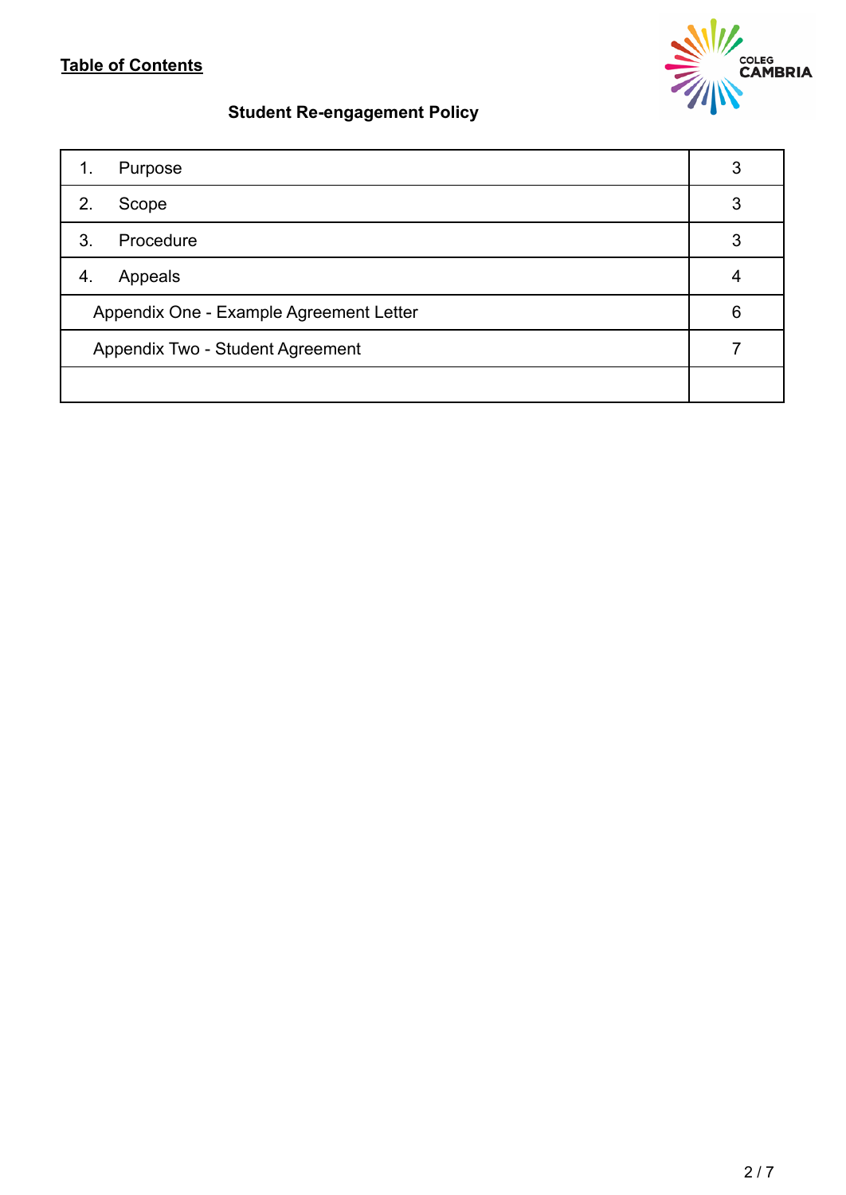**Table of Contents**

**Student Re-engagement Policy**

| | | |
|---|---|---|
| 1. | Purpose | 3 |
| 2. | Scope | 3 |
| 3. | Procedure | 3 |
| 4. | Appeals | 4 |
| | Appendix One - Example Agreement Letter | 6 |
| | Appendix Two - Student Agreement | 7 |
| | | |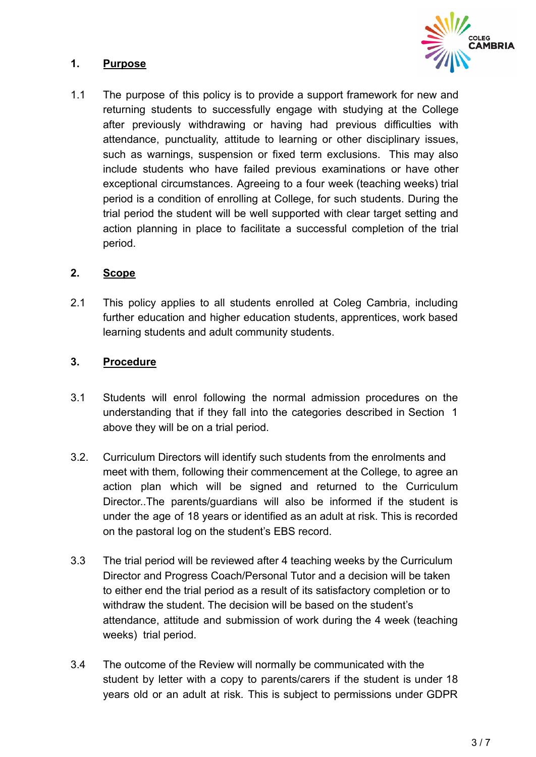## 1. Purpose

1.1 The purpose of this policy is to provide a support framework for new and returning students to successfully engage with studying at the College after previously withdrawing or having had previous difficulties with attendance, punctuality, attitude to learning or other disciplinary issues, such as warnings, suspension or fixed term exclusions. This may also include students who have failed previous examinations or have other exceptional circumstances. Agreeing to a four week (teaching weeks) trial period is a condition of enrolling at College, for such students. During the trial period the student will be well supported with clear target setting and action planning in place to facilitate a successful completion of the trial period.

## 2. Scope

2.1 This policy applies to all students enrolled at Coleg Cambria, including further education and higher education students, apprentices, work based learning students and adult community students.

## 3. Procedure

3.1 Students will enrol following the normal admission procedures on the understanding that if they fall into the categories described in Section 1 above they will be on a trial period.

3.2. Curriculum Directors will identify such students from the enrolments and meet with them, following their commencement at the College, to agree an action plan which will be signed and returned to the Curriculum Director..The parents/guardians will also be informed if the student is under the age of 18 years or identified as an adult at risk. This is recorded on the pastoral log on the student's EBS record.

3.3 The trial period will be reviewed after 4 teaching weeks by the Curriculum Director and Progress Coach/Personal Tutor and a decision will be taken to either end the trial period as a result of its satisfactory completion or to withdraw the student. The decision will be based on the student's attendance, attitude and submission of work during the 4 week (teaching weeks) trial period.

3.4 The outcome of the Review will normally be communicated with the student by letter with a copy to parents/carers if the student is under 18 years old or an adult at risk. This is subject to permissions under GDPR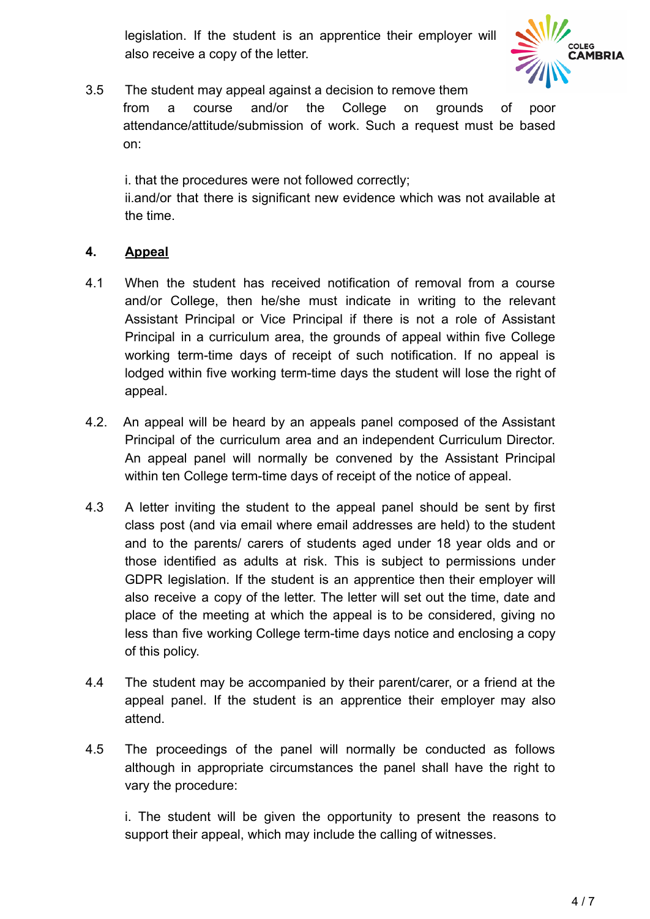legislation. If the student is an apprentice their employer will also receive a copy of the letter.

3.5 The student may appeal against a decision to remove them from a course and/or the College on grounds of poor attendance/attitude/submission of work. Such a request must be based on:

i. that the procedures were not followed correctly;
ii.and/or that there is significant new evidence which was not available at the time.

## 4. Appeal

4.1 When the student has received notification of removal from a course and/or College, then he/she must indicate in writing to the relevant Assistant Principal or Vice Principal if there is not a role of Assistant Principal in a curriculum area, the grounds of appeal within five College working term-time days of receipt of such notification. If no appeal is lodged within five working term-time days the student will lose the right of appeal.

4.2. An appeal will be heard by an appeals panel composed of the Assistant Principal of the curriculum area and an independent Curriculum Director. An appeal panel will normally be convened by the Assistant Principal within ten College term-time days of receipt of the notice of appeal.

4.3 A letter inviting the student to the appeal panel should be sent by first class post (and via email where email addresses are held) to the student and to the parents/ carers of students aged under 18 year olds and or those identified as adults at risk. This is subject to permissions under GDPR legislation. If the student is an apprentice then their employer will also receive a copy of the letter. The letter will set out the time, date and place of the meeting at which the appeal is to be considered, giving no less than five working College term-time days notice and enclosing a copy of this policy.

4.4 The student may be accompanied by their parent/carer, or a friend at the appeal panel. If the student is an apprentice their employer may also attend.

4.5 The proceedings of the panel will normally be conducted as follows although in appropriate circumstances the panel shall have the right to vary the procedure:

i. The student will be given the opportunity to present the reasons to support their appeal, which may include the calling of witnesses.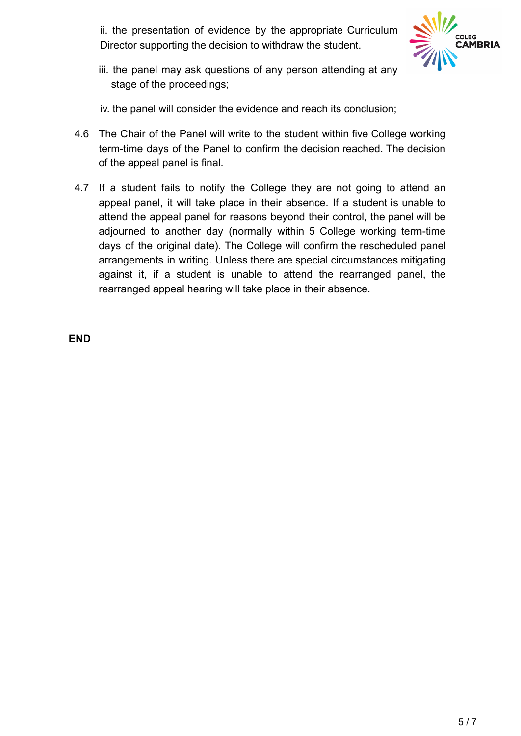ii. the presentation of evidence by the appropriate Curriculum Director supporting the decision to withdraw the student.

iii. the panel may ask questions of any person attending at any stage of the proceedings;

iv. the panel will consider the evidence and reach its conclusion;

4.6 The Chair of the Panel will write to the student within five College working term-time days of the Panel to confirm the decision reached. The decision of the appeal panel is final.

4.7 If a student fails to notify the College they are not going to attend an appeal panel, it will take place in their absence. If a student is unable to attend the appeal panel for reasons beyond their control, the panel will be adjourned to another day (normally within 5 College working term-time days of the original date). The College will confirm the rescheduled panel arrangements in writing. Unless there are special circumstances mitigating against it, if a student is unable to attend the rearranged panel, the rearranged appeal hearing will take place in their absence.

**END**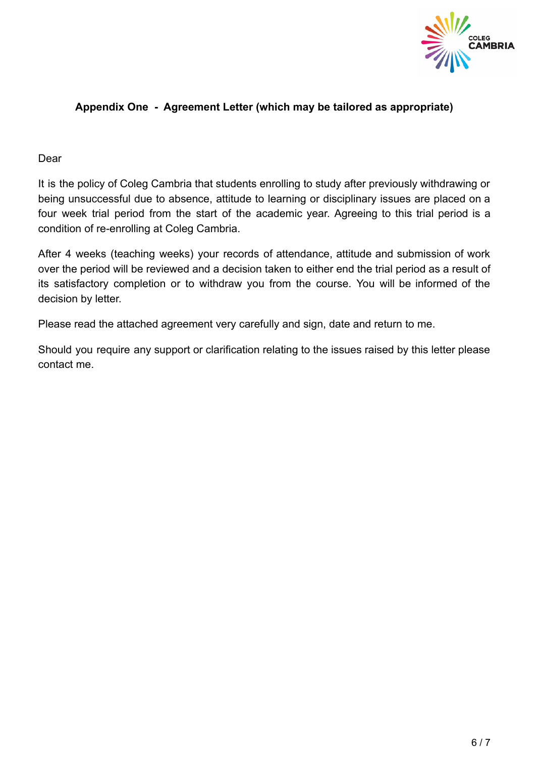**Appendix One - Agreement Letter (which may be tailored as appropriate)**

Dear

It is the policy of Coleg Cambria that students enrolling to study after previously withdrawing or being unsuccessful due to absence, attitude to learning or disciplinary issues are placed on a four week trial period from the start of the academic year. Agreeing to this trial period is a condition of re-enrolling at Coleg Cambria.

After 4 weeks (teaching weeks) your records of attendance, attitude and submission of work over the period will be reviewed and a decision taken to either end the trial period as a result of its satisfactory completion or to withdraw you from the course. You will be informed of the decision by letter.

Please read the attached agreement very carefully and sign, date and return to me.

Should you require any support or clarification relating to the issues raised by this letter please contact me.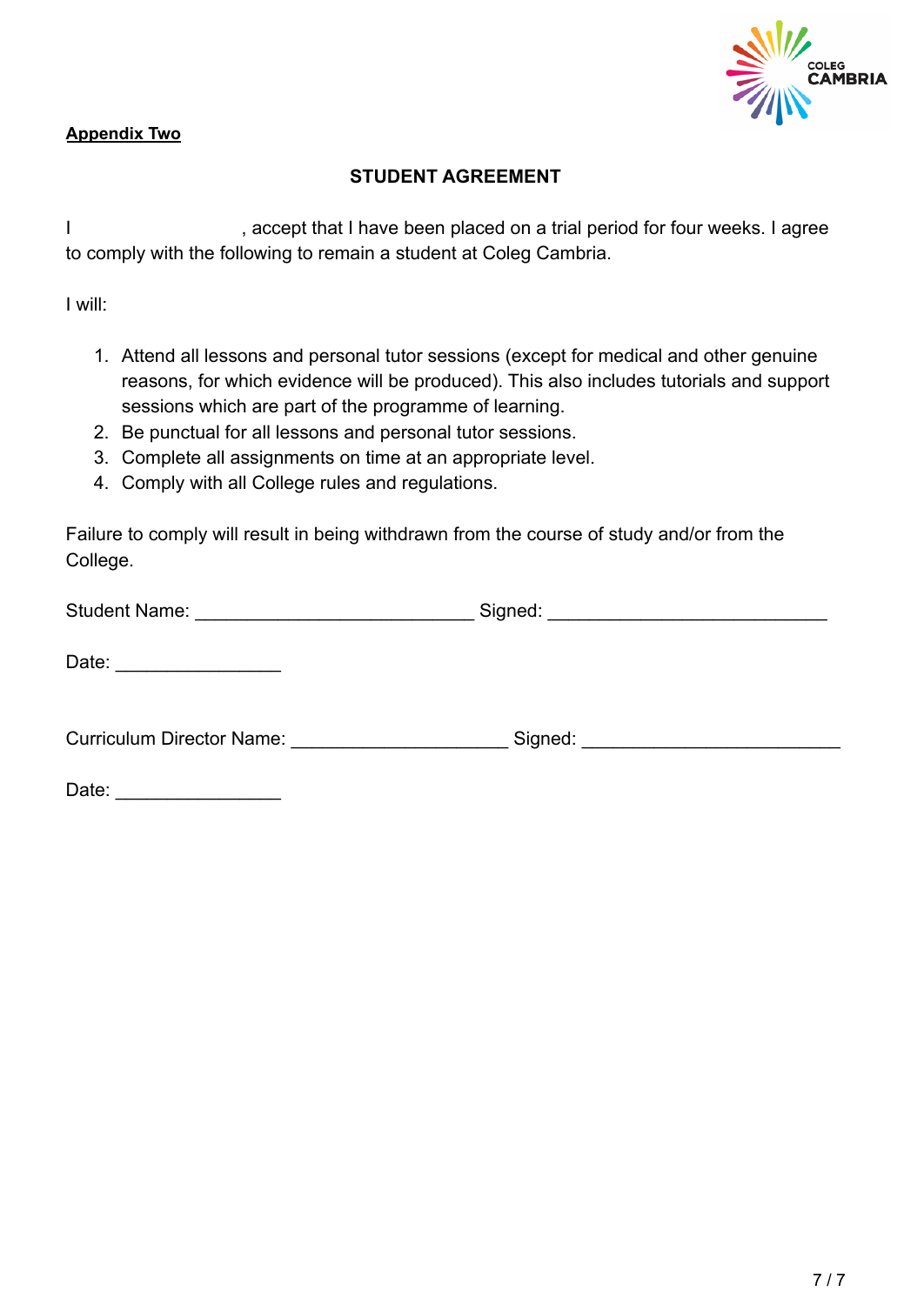**Appendix Two**

**STUDENT AGREEMENT**

I                                  , accept that I have been placed on a trial period for four weeks. I agree to comply with the following to remain a student at Coleg Cambria.

I will:

1. Attend all lessons and personal tutor sessions (except for medical and other genuine reasons, for which evidence will be produced). This also includes tutorials and support sessions which are part of the programme of learning.
2. Be punctual for all lessons and personal tutor sessions.
3. Complete all assignments on time at an appropriate level.
4. Comply with all College rules and regulations.

Failure to comply will result in being withdrawn from the course of study and/or from the College.

Student Name: ___________________________ Signed: ___________________________

Date: ________________

Curriculum Director Name: _____________________ Signed: _________________________

Date: ________________